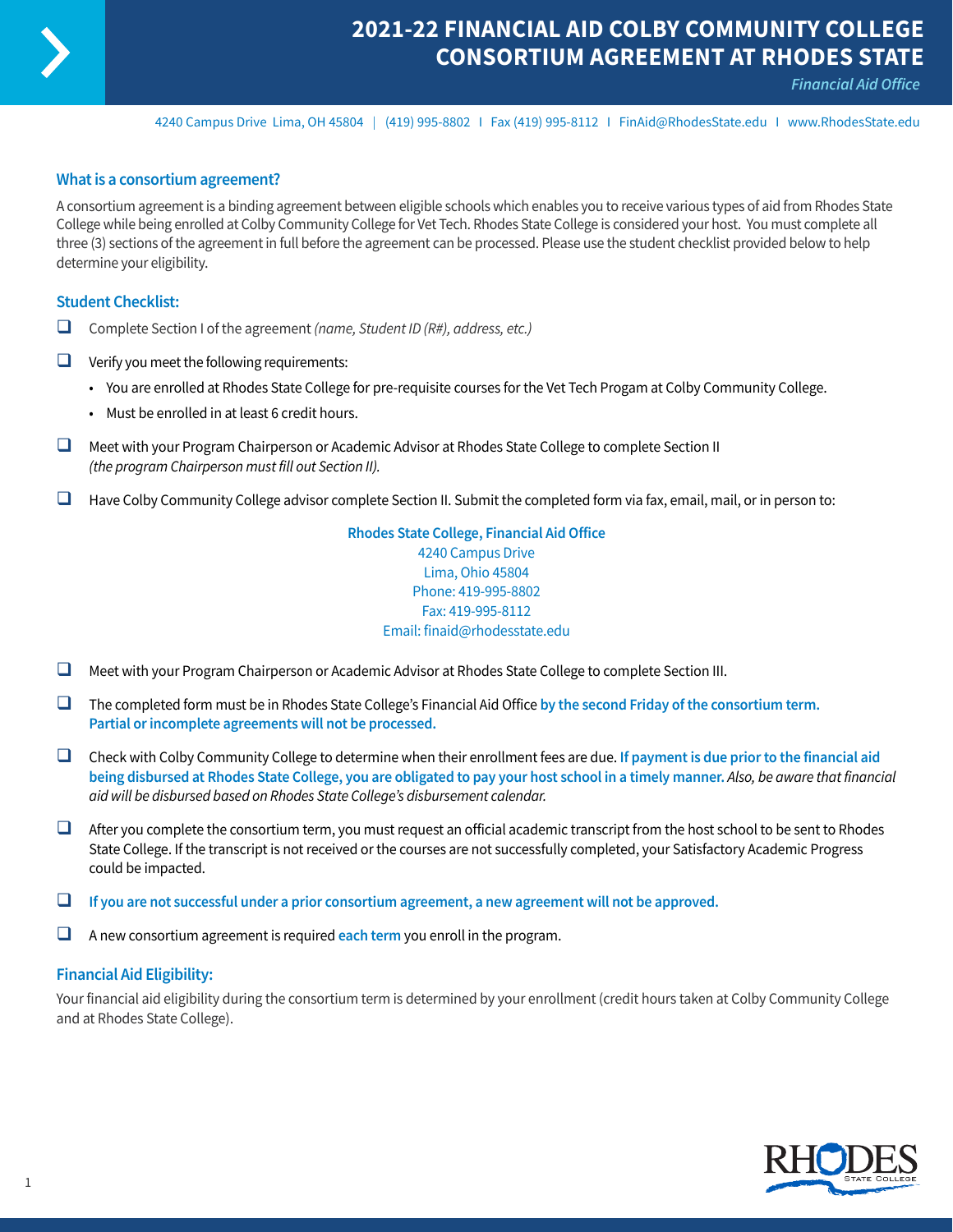# 2021-22 FINANCIAL AID COLBY COMMUNITY COLLEGE CONSORTIUM AGREEMENT AT RHODES STATE

*Financial Aid Office*

4240 Campus Drive Lima, OH 45804 | (419) 995-8802 | Fax (419) 995-8112 | FinAid@RhodesState.edu | www.RhodesState.edu

## What is a consortium agreement?

A consortium agreement is a binding agreement between eligible schools which enables you to receive various types of aid from Rhodes State College while being enrolled at Colby Community College for Vet Tech. Rhodes State College is considered your host. You must complete all three (3) sections of the agreement in full before the agreement can be processed. Please use the student checklist provided below to help determine your eligibility.

## Student Checklist:

- ❑ Complete Section I of the agreement *(name, Student ID (R#), address, etc.)*
- ❑ Verify you meet the following requirements:
  - You are enrolled at Rhodes State College for pre-requisite courses for the Vet Tech Progam at Colby Community College.
  - Must be enrolled in at least 6 credit hours.
- ❑ Meet with your Program Chairperson or Academic Advisor at Rhodes State College to complete Section II *(the program Chairperson must fill out Section II).*
- ❑ Have Colby Community College advisor complete Section II. Submit the completed form via fax, email, mail, or in person to:

  **Rhodes State College, Financial Aid Office**
  4240 Campus Drive
  Lima, Ohio 45804
  Phone: 419-995-8802
  Fax: 419-995-8112
  Email: finaid@rhodesstate.edu

- ❑ Meet with your Program Chairperson or Academic Advisor at Rhodes State College to complete Section III.
- ❑ The completed form must be in Rhodes State College's Financial Aid Office **by the second Friday of the consortium term. Partial or incomplete agreements will not be processed.**
- ❑ Check with Colby Community College to determine when their enrollment fees are due. **If payment is due prior to the financial aid being disbursed at Rhodes State College, you are obligated to pay your host school in a timely manner.** *Also, be aware that financial aid will be disbursed based on Rhodes State College's disbursement calendar.*
- ❑ After you complete the consortium term, you must request an official academic transcript from the host school to be sent to Rhodes State College. If the transcript is not received or the courses are not successfully completed, your Satisfactory Academic Progress could be impacted.
- ❑ **If you are not successful under a prior consortium agreement, a new agreement will not be approved.**
- ❑ A new consortium agreement is required **each term** you enroll in the program.

## Financial Aid Eligibility:

Your financial aid eligibility during the consortium term is determined by your enrollment (credit hours taken at Colby Community College and at Rhodes State College).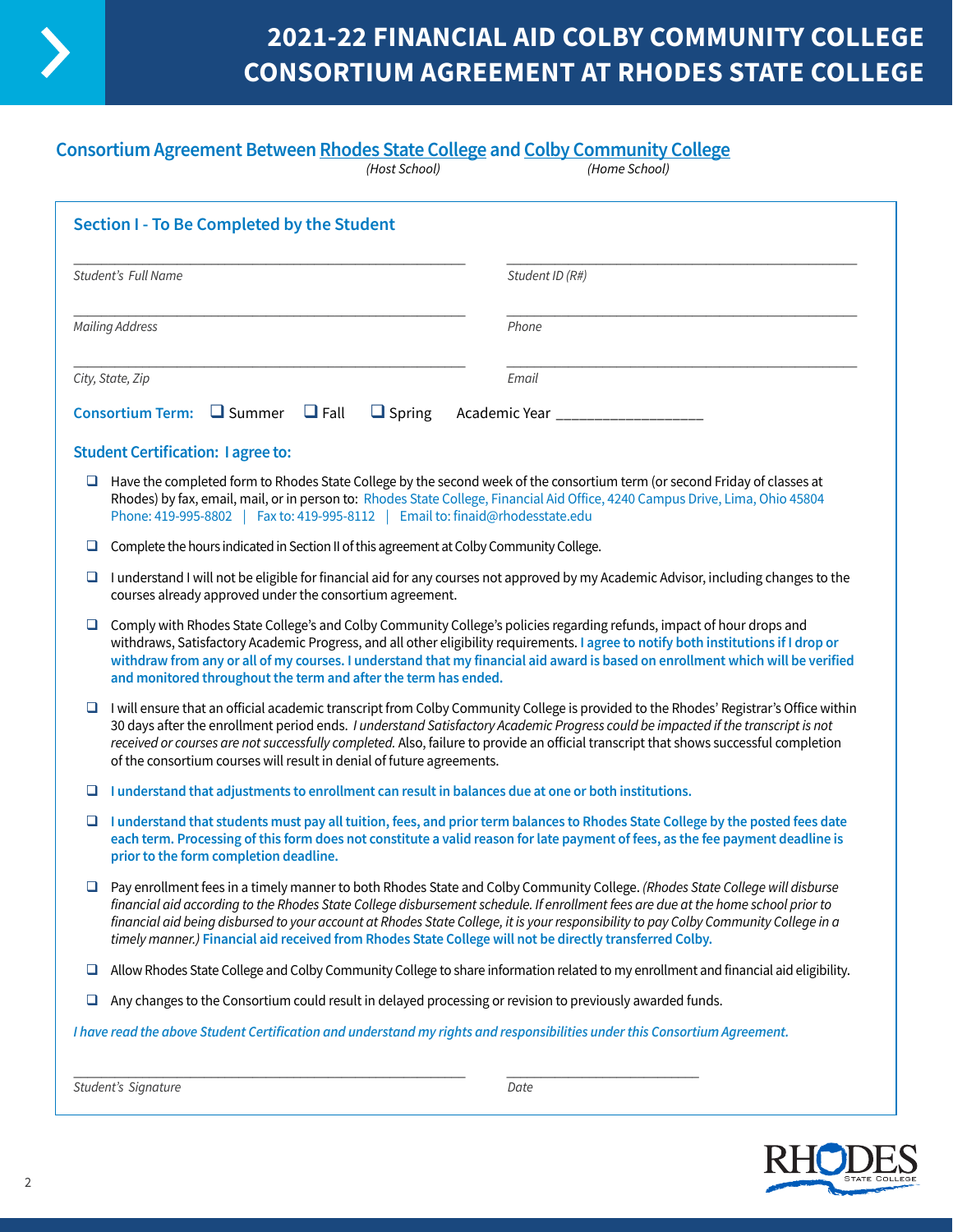# 2021-22 FINANCIAL AID COLBY COMMUNITY COLLEGE CONSORTIUM AGREEMENT AT RHODES STATE COLLEGE

## Consortium Agreement Between Rhodes State College and Colby Community College

*(Host School)* *(Home School)*

### Section I - To Be Completed by the Student

_______________________________________ Student's Full Name

_______________________________________ Student ID (R#)

_______________________________________ Mailing Address

_______________________________________ Phone

_______________________________________ City, State, Zip

_______________________________________ Email

**Consortium Term:** ❑ Summer ❑ Fall ❑ Spring Academic Year ________________

**Student Certification: I agree to:**

- ❑ Have the completed form to Rhodes State College by the second week of the consortium term (or second Friday of classes at Rhodes) by fax, email, mail, or in person to: Rhodes State College, Financial Aid Office, 4240 Campus Drive, Lima, Ohio 45804 Phone: 419-995-8802 | Fax to: 419-995-8112 | Email to: finaid@rhodesstate.edu
- ❑ Complete the hours indicated in Section II of this agreement at Colby Community College.
- ❑ I understand I will not be eligible for financial aid for any courses not approved by my Academic Advisor, including changes to the courses already approved under the consortium agreement.
- ❑ Comply with Rhodes State College's and Colby Community College's policies regarding refunds, impact of hour drops and withdraws, Satisfactory Academic Progress, and all other eligibility requirements. **I agree to notify both institutions if I drop or withdraw from any or all of my courses. I understand that my financial aid award is based on enrollment which will be verified and monitored throughout the term and after the term has ended.**
- ❑ I will ensure that an official academic transcript from Colby Community College is provided to the Rhodes' Registrar's Office within 30 days after the enrollment period ends. *I understand Satisfactory Academic Progress could be impacted if the transcript is not received or courses are not successfully completed.* Also, failure to provide an official transcript that shows successful completion of the consortium courses will result in denial of future agreements.
- ❑ **I understand that adjustments to enrollment can result in balances due at one or both institutions.**
- ❑ **I understand that students must pay all tuition, fees, and prior term balances to Rhodes State College by the posted fees date each term. Processing of this form does not constitute a valid reason for late payment of fees, as the fee payment deadline is prior to the form completion deadline.**
- ❑ Pay enrollment fees in a timely manner to both Rhodes State and Colby Community College. *(Rhodes State College will disburse financial aid according to the Rhodes State College disbursement schedule. If enrollment fees are due at the home school prior to financial aid being disbursed to your account at Rhodes State College, it is your responsibility to pay Colby Community College in a timely manner.)* **Financial aid received from Rhodes State College will not be directly transferred Colby.**
- ❑ Allow Rhodes State College and Colby Community College to share information related to my enrollment and financial aid eligibility.
- ❑ Any changes to the Consortium could result in delayed processing or revision to previously awarded funds.

***I have read the above Student Certification and understand my rights and responsibilities under this Consortium Agreement.***

_______________________________________ Student's Signature

_______________________ Date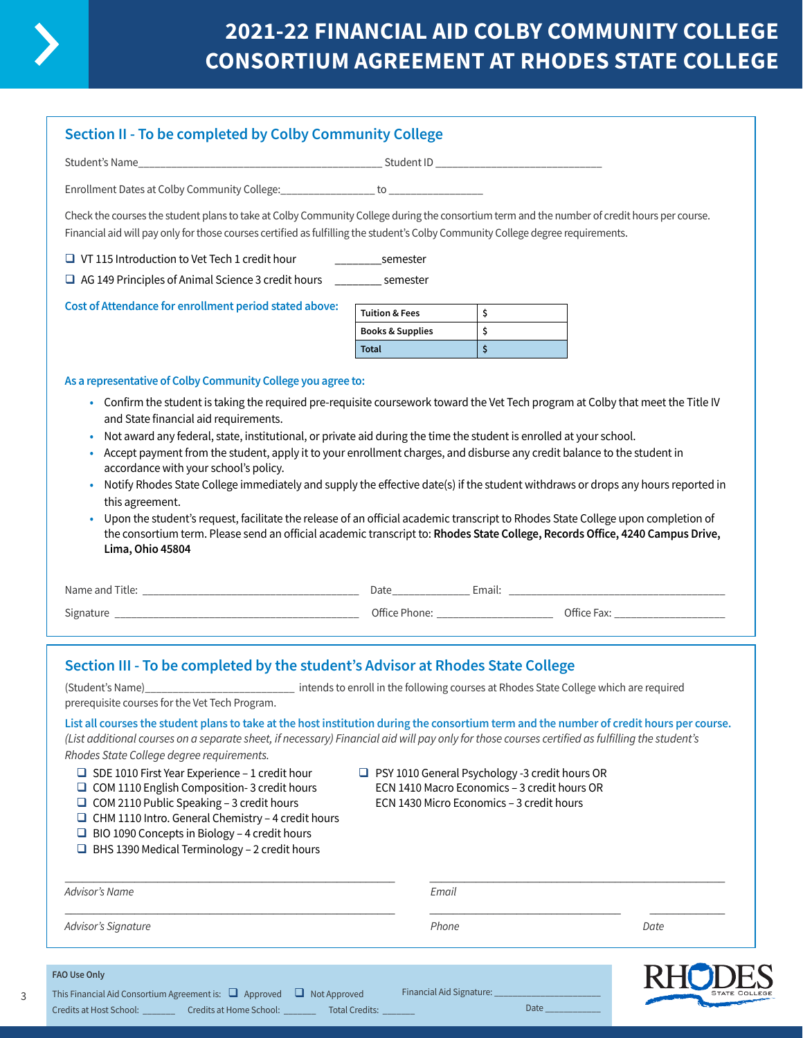# 2021-22 FINANCIAL AID COLBY COMMUNITY COLLEGE CONSORTIUM AGREEMENT AT RHODES STATE COLLEGE

## Section II - To be completed by Colby Community College

Student's Name_____________________________________________ Student ID ______________________________

Enrollment Dates at Colby Community College:________________ to ________________

Check the courses the student plans to take at Colby Community College during the consortium term and the number of credit hours per course. Financial aid will pay only for those courses certified as fulfilling the student's Colby Community College degree requirements.

- ❑ VT 115 Introduction to Vet Tech 1 credit hour ________semester
- ❑ AG 149 Principles of Animal Science 3 credit hours ________ semester

**Cost of Attendance for enrollment period stated above:**

| | |
|---|---|
| **Tuition & Fees** | $ |
| **Books & Supplies** | $ |
| **Total** | $ |

**As a representative of Colby Community College you agree to:**

- Confirm the student is taking the required pre-requisite coursework toward the Vet Tech program at Colby that meet the Title IV and State financial aid requirements.
- Not award any federal, state, institutional, or private aid during the time the student is enrolled at your school.
- Accept payment from the student, apply it to your enrollment charges, and disburse any credit balance to the student in accordance with your school's policy.
- Notify Rhodes State College immediately and supply the effective date(s) if the student withdraws or drops any hours reported in this agreement.
- Upon the student's request, facilitate the release of an official academic transcript to Rhodes State College upon completion of the consortium term. Please send an official academic transcript to: **Rhodes State College, Records Office, 4240 Campus Drive, Lima, Ohio 45804**

Name and Title: ______________________________________ Date_____________ Email: ______________________________________

Signature ___________________________________________ Office Phone: ____________________ Office Fax: ___________________

## Section III - To be completed by the student's Advisor at Rhodes State College

(Student's Name)__________________________ intends to enroll in the following courses at Rhodes State College which are required prerequisite courses for the Vet Tech Program.

**List all courses the student plans to take at the host institution during the consortium term and the number of credit hours per course.** *(List additional courses on a separate sheet, if necessary) Financial aid will pay only for those courses certified as fulfilling the student's Rhodes State College degree requirements.*

- ❑ SDE 1010 First Year Experience – 1 credit hour
- ❑ COM 1110 English Composition- 3 credit hours
- ❑ COM 2110 Public Speaking – 3 credit hours
- ❑ CHM 1110 Intro. General Chemistry – 4 credit hours
- ❑ BIO 1090 Concepts in Biology – 4 credit hours
- ❑ BHS 1390 Medical Terminology – 2 credit hours
- ❑ PSY 1010 General Psychology -3 credit hours OR ECN 1410 Macro Economics – 3 credit hours OR ECN 1430 Micro Economics – 3 credit hours

_______________________________________________ _______________________________________________
*Advisor's Name* *Email*

_______________________________________________ ________________________________ ____________
*Advisor's Signature* *Phone* *Date*

**FAO Use Only**

This Financial Aid Consortium Agreement is: ❑ Approved ❑ Not Approved

Financial Aid Signature: ______________________

Credits at Host School: _______ Credits at Home School: _______ Total Credits: _______

Date ___________

RHODES STATE COLLEGE